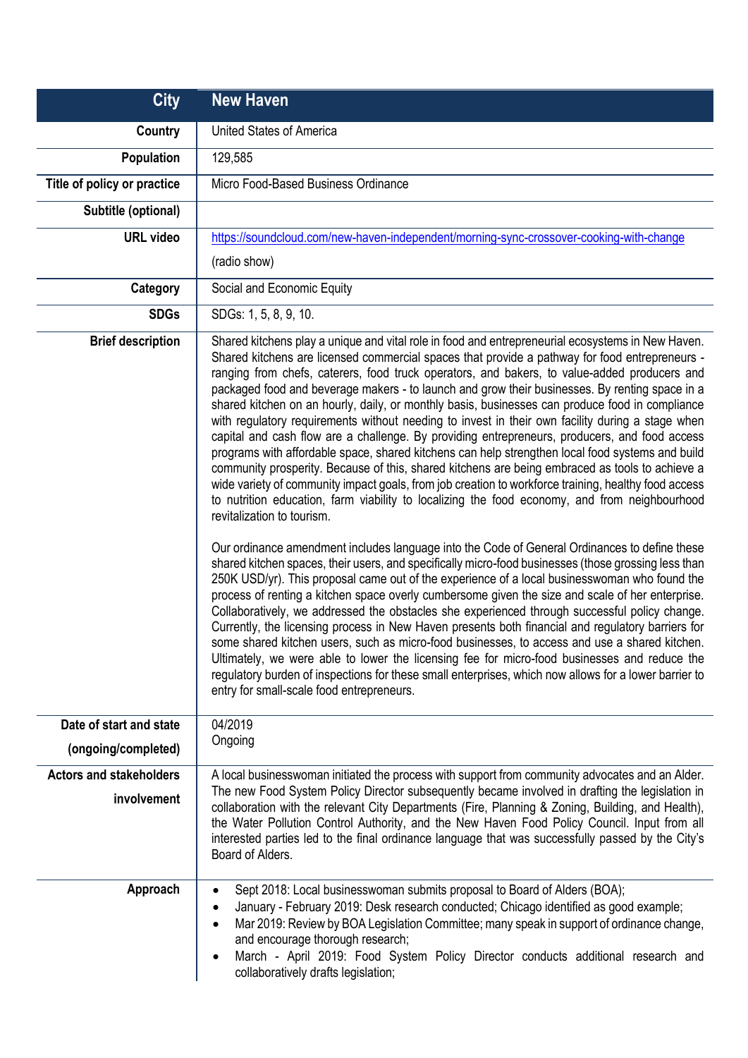| City | New Haven |
|---|---|
| **Country** | United States of America |
| **Population** | 129,585 |
| **Title of policy or practice** | Micro Food-Based Business Ordinance |
| **Subtitle (optional)** | |
| **URL video** | https://soundcloud.com/new-haven-independent/morning-sync-crossover-cooking-with-change (radio show) |
| **Category** | Social and Economic Equity |
| **SDGs** | SDGs: 1, 5, 8, 9, 10. |
| **Brief description** | Shared kitchens play a unique and vital role in food and entrepreneurial ecosystems in New Haven. Shared kitchens are licensed commercial spaces that provide a pathway for food entrepreneurs - ranging from chefs, caterers, food truck operators, and bakers, to value-added producers and packaged food and beverage makers - to launch and grow their businesses. By renting space in a shared kitchen on an hourly, daily, or monthly basis, businesses can produce food in compliance with regulatory requirements without needing to invest in their own facility during a stage when capital and cash flow are a challenge. By providing entrepreneurs, producers, and food access programs with affordable space, shared kitchens can help strengthen local food systems and build community prosperity. Because of this, shared kitchens are being embraced as tools to achieve a wide variety of community impact goals, from job creation to workforce training, healthy food access to nutrition education, farm viability to localizing the food economy, and from neighbourhood revitalization to tourism.<br><br>Our ordinance amendment includes language into the Code of General Ordinances to define these shared kitchen spaces, their users, and specifically micro-food businesses (those grossing less than 250K USD/yr). This proposal came out of the experience of a local businesswoman who found the process of renting a kitchen space overly cumbersome given the size and scale of her enterprise. Collaboratively, we addressed the obstacles she experienced through successful policy change. Currently, the licensing process in New Haven presents both financial and regulatory barriers for some shared kitchen users, such as micro-food businesses, to access and use a shared kitchen. Ultimately, we were able to lower the licensing fee for micro-food businesses and reduce the regulatory burden of inspections for these small enterprises, which now allows for a lower barrier to entry for small-scale food entrepreneurs. |
| **Date of start and state (ongoing/completed)** | 04/2019<br>Ongoing |
| **Actors and stakeholders involvement** | A local businesswoman initiated the process with support from community advocates and an Alder. The new Food System Policy Director subsequently became involved in drafting the legislation in collaboration with the relevant City Departments (Fire, Planning & Zoning, Building, and Health), the Water Pollution Control Authority, and the New Haven Food Policy Council. Input from all interested parties led to the final ordinance language that was successfully passed by the City's Board of Alders. |
| **Approach** | • Sept 2018: Local businesswoman submits proposal to Board of Alders (BOA);<br>• January - February 2019: Desk research conducted; Chicago identified as good example;<br>• Mar 2019: Review by BOA Legislation Committee; many speak in support of ordinance change, and encourage thorough research;<br>• March - April 2019: Food System Policy Director conducts additional research and collaboratively drafts legislation; |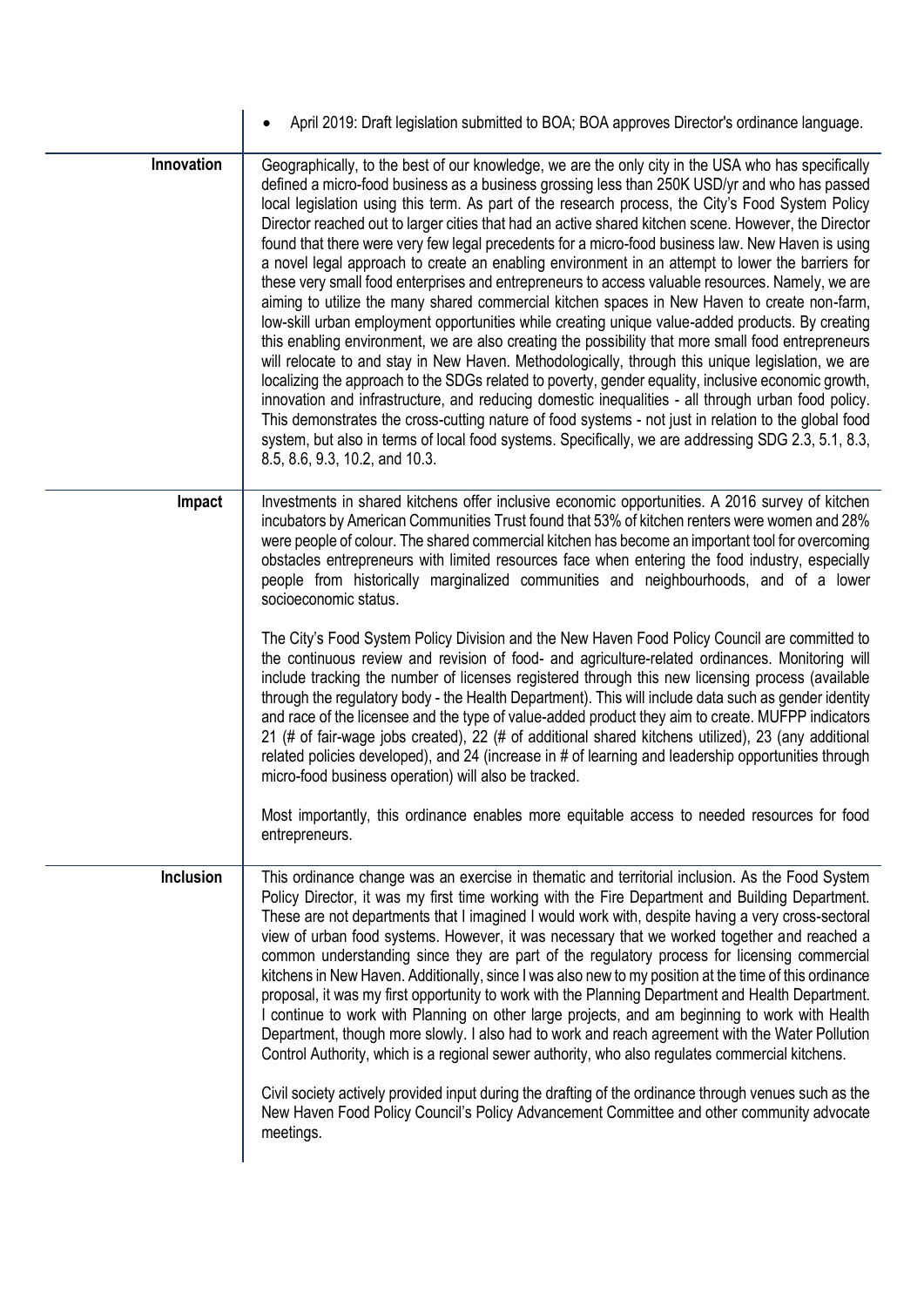| | |
|---|---|
| | • April 2019: Draft legislation submitted to BOA; BOA approves Director's ordinance language. |
| **Innovation** | Geographically, to the best of our knowledge, we are the only city in the USA who has specifically defined a micro-food business as a business grossing less than 250K USD/yr and who has passed local legislation using this term. As part of the research process, the City's Food System Policy Director reached out to larger cities that had an active shared kitchen scene. However, the Director found that there were very few legal precedents for a micro-food business law. New Haven is using a novel legal approach to create an enabling environment in an attempt to lower the barriers for these very small food enterprises and entrepreneurs to access valuable resources. Namely, we are aiming to utilize the many shared commercial kitchen spaces in New Haven to create non-farm, low-skill urban employment opportunities while creating unique value-added products. By creating this enabling environment, we are also creating the possibility that more small food entrepreneurs will relocate to and stay in New Haven. Methodologically, through this unique legislation, we are localizing the approach to the SDGs related to poverty, gender equality, inclusive economic growth, innovation and infrastructure, and reducing domestic inequalities - all through urban food policy. This demonstrates the cross-cutting nature of food systems - not just in relation to the global food system, but also in terms of local food systems. Specifically, we are addressing SDG 2.3, 5.1, 8.3, 8.5, 8.6, 9.3, 10.2, and 10.3. |
| **Impact** | Investments in shared kitchens offer inclusive economic opportunities. A 2016 survey of kitchen incubators by American Communities Trust found that 53% of kitchen renters were women and 28% were people of colour. The shared commercial kitchen has become an important tool for overcoming obstacles entrepreneurs with limited resources face when entering the food industry, especially people from historically marginalized communities and neighbourhoods, and of a lower socioeconomic status.<br><br>The City's Food System Policy Division and the New Haven Food Policy Council are committed to the continuous review and revision of food- and agriculture-related ordinances. Monitoring will include tracking the number of licenses registered through this new licensing process (available through the regulatory body - the Health Department). This will include data such as gender identity and race of the licensee and the type of value-added product they aim to create. MUFPP indicators 21 (# of fair-wage jobs created), 22 (# of additional shared kitchens utilized), 23 (any additional related policies developed), and 24 (increase in # of learning and leadership opportunities through micro-food business operation) will also be tracked.<br><br>Most importantly, this ordinance enables more equitable access to needed resources for food entrepreneurs. |
| **Inclusion** | This ordinance change was an exercise in thematic and territorial inclusion. As the Food System Policy Director, it was my first time working with the Fire Department and Building Department. These are not departments that I imagined I would work with, despite having a very cross-sectoral view of urban food systems. However, it was necessary that we worked together and reached a common understanding since they are part of the regulatory process for licensing commercial kitchens in New Haven. Additionally, since I was also new to my position at the time of this ordinance proposal, it was my first opportunity to work with the Planning Department and Health Department. I continue to work with Planning on other large projects, and am beginning to work with Health Department, though more slowly. I also had to work and reach agreement with the Water Pollution Control Authority, which is a regional sewer authority, who also regulates commercial kitchens.<br><br>Civil society actively provided input during the drafting of the ordinance through venues such as the New Haven Food Policy Council's Policy Advancement Committee and other community advocate meetings. |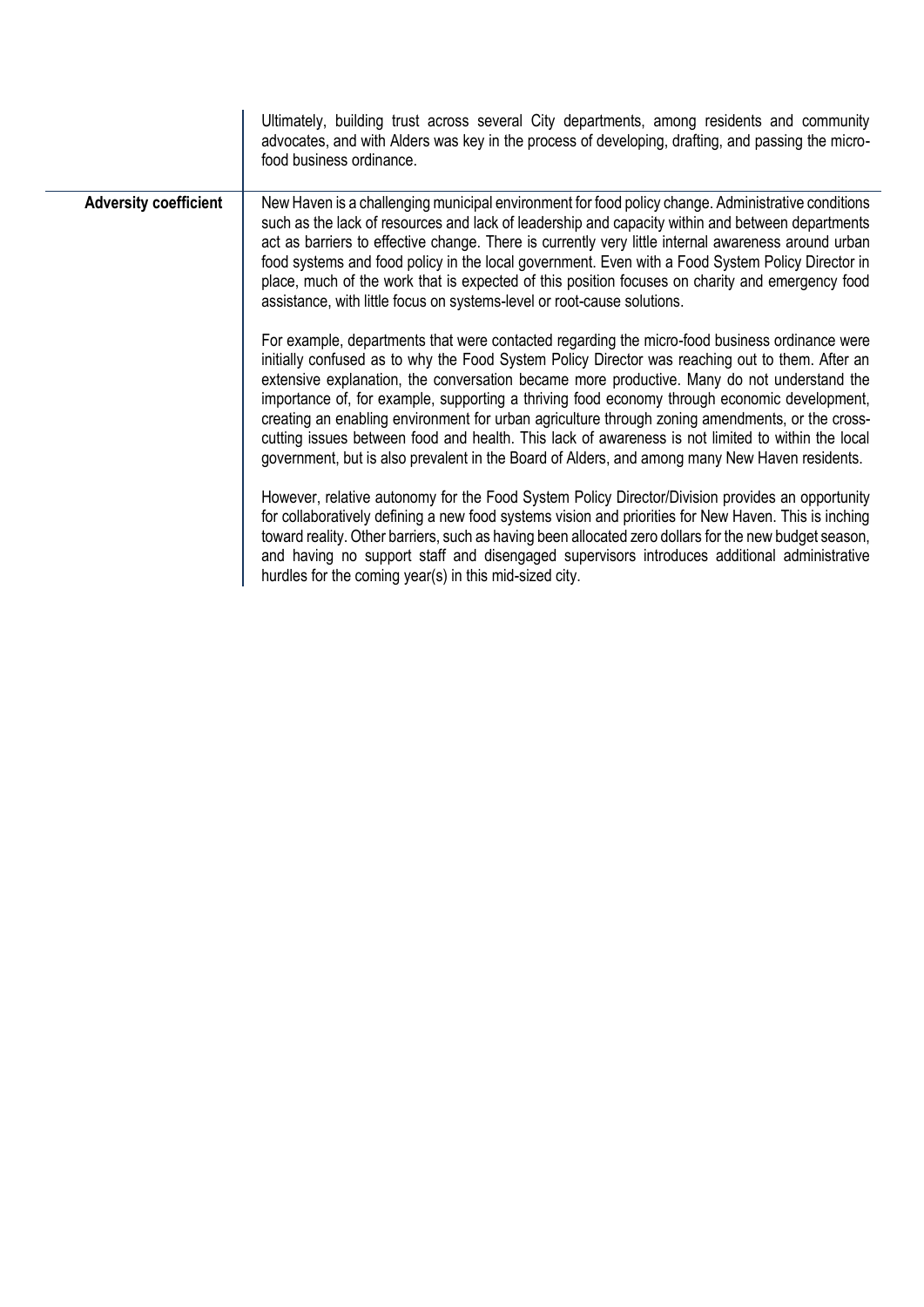| | |
|---|---|
| | Ultimately, building trust across several City departments, among residents and community advocates, and with Alders was key in the process of developing, drafting, and passing the micro-food business ordinance. |
| **Adversity coefficient** | New Haven is a challenging municipal environment for food policy change. Administrative conditions such as the lack of resources and lack of leadership and capacity within and between departments act as barriers to effective change. There is currently very little internal awareness around urban food systems and food policy in the local government. Even with a Food System Policy Director in place, much of the work that is expected of this position focuses on charity and emergency food assistance, with little focus on systems-level or root-cause solutions.<br><br>For example, departments that were contacted regarding the micro-food business ordinance were initially confused as to why the Food System Policy Director was reaching out to them. After an extensive explanation, the conversation became more productive. Many do not understand the importance of, for example, supporting a thriving food economy through economic development, creating an enabling environment for urban agriculture through zoning amendments, or the cross-cutting issues between food and health. This lack of awareness is not limited to within the local government, but is also prevalent in the Board of Alders, and among many New Haven residents.<br><br>However, relative autonomy for the Food System Policy Director/Division provides an opportunity for collaboratively defining a new food systems vision and priorities for New Haven. This is inching toward reality. Other barriers, such as having been allocated zero dollars for the new budget season, and having no support staff and disengaged supervisors introduces additional administrative hurdles for the coming year(s) in this mid-sized city. |